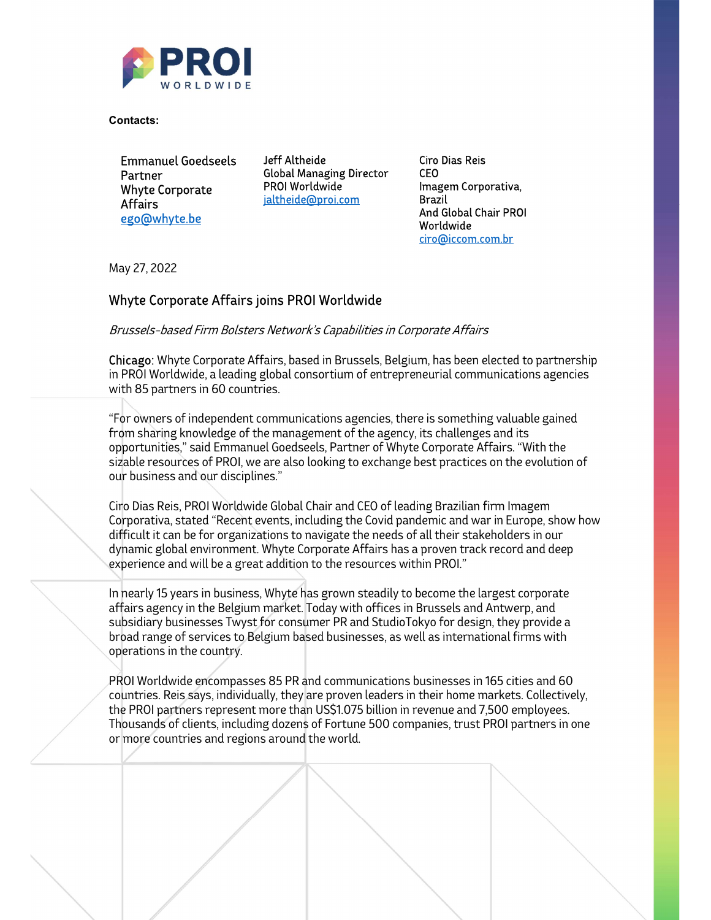PROI WORLDWIDE

**Contacts:**

Emmanuel Goedseels
Partner
Whyte Corporate Affairs
ego@whyte.be

Jeff Altheide
Global Managing Director
PROI Worldwide
jaltheide@proi.com

Ciro Dias Reis
CEO
Imagem Corporativa, Brazil
And Global Chair PROI Worldwide
ciro@iccom.com.br

May 27, 2022

## Whyte Corporate Affairs joins PROI Worldwide

*Brussels-based Firm Bolsters Network's Capabilities in Corporate Affairs*

Chicago: Whyte Corporate Affairs, based in Brussels, Belgium, has been elected to partnership in PROI Worldwide, a leading global consortium of entrepreneurial communications agencies with 85 partners in 60 countries.

"For owners of independent communications agencies, there is something valuable gained from sharing knowledge of the management of the agency, its challenges and its opportunities," said Emmanuel Goedseels, Partner of Whyte Corporate Affairs. "With the sizable resources of PROI, we are also looking to exchange best practices on the evolution of our business and our disciplines."

Ciro Dias Reis, PROI Worldwide Global Chair and CEO of leading Brazilian firm Imagem Corporativa, stated "Recent events, including the Covid pandemic and war in Europe, show how difficult it can be for organizations to navigate the needs of all their stakeholders in our dynamic global environment. Whyte Corporate Affairs has a proven track record and deep experience and will be a great addition to the resources within PROI."

In nearly 15 years in business, Whyte has grown steadily to become the largest corporate affairs agency in the Belgium market. Today with offices in Brussels and Antwerp, and subsidiary businesses Twyst for consumer PR and StudioTokyo for design, they provide a broad range of services to Belgium based businesses, as well as international firms with operations in the country.

PROI Worldwide encompasses 85 PR and communications businesses in 165 cities and 60 countries. Reis says, individually, they are proven leaders in their home markets. Collectively, the PROI partners represent more than US$1.075 billion in revenue and 7,500 employees. Thousands of clients, including dozens of Fortune 500 companies, trust PROI partners in one or more countries and regions around the world.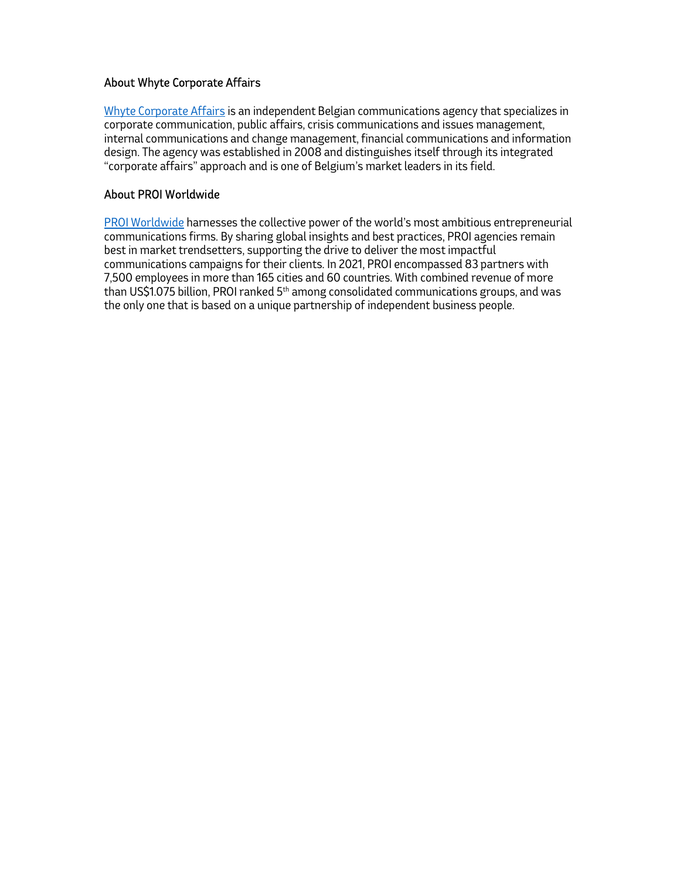## About Whyte Corporate Affairs

Whyte Corporate Affairs is an independent Belgian communications agency that specializes in corporate communication, public affairs, crisis communications and issues management, internal communications and change management, financial communications and information design. The agency was established in 2008 and distinguishes itself through its integrated "corporate affairs" approach and is one of Belgium's market leaders in its field.

## About PROI Worldwide

PROI Worldwide harnesses the collective power of the world's most ambitious entrepreneurial communications firms. By sharing global insights and best practices, PROI agencies remain best in market trendsetters, supporting the drive to deliver the most impactful communications campaigns for their clients. In 2021, PROI encompassed 83 partners with 7,500 employees in more than 165 cities and 60 countries. With combined revenue of more than US$1.075 billion, PROI ranked 5th among consolidated communications groups, and was the only one that is based on a unique partnership of independent business people.